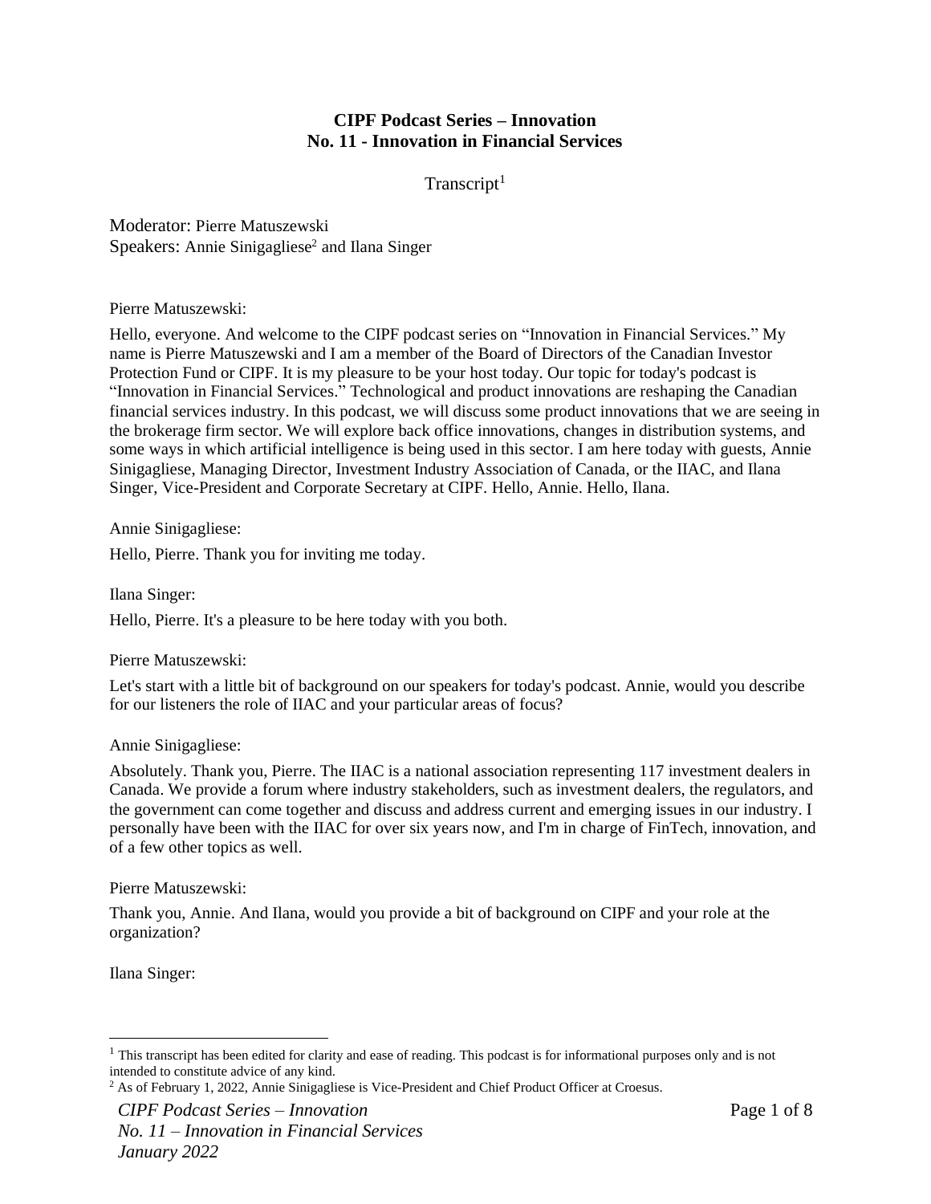**CIPF Podcast Series – Innovation**
**No. 11 - Innovation in Financial Services**

Transcript[1]

Moderator: Pierre Matuszewski
Speakers: Annie Sinigagliese[2] and Ilana Singer

Pierre Matuszewski:

Hello, everyone. And welcome to the CIPF podcast series on "Innovation in Financial Services." My name is Pierre Matuszewski and I am a member of the Board of Directors of the Canadian Investor Protection Fund or CIPF. It is my pleasure to be your host today. Our topic for today's podcast is "Innovation in Financial Services." Technological and product innovations are reshaping the Canadian financial services industry. In this podcast, we will discuss some product innovations that we are seeing in the brokerage firm sector. We will explore back office innovations, changes in distribution systems, and some ways in which artificial intelligence is being used in this sector. I am here today with guests, Annie Sinigagliese, Managing Director, Investment Industry Association of Canada, or the IIAC, and Ilana Singer, Vice-President and Corporate Secretary at CIPF. Hello, Annie. Hello, Ilana.

Annie Sinigagliese:

Hello, Pierre. Thank you for inviting me today.

Ilana Singer:

Hello, Pierre. It's a pleasure to be here today with you both.

Pierre Matuszewski:

Let's start with a little bit of background on our speakers for today's podcast. Annie, would you describe for our listeners the role of IIAC and your particular areas of focus?

Annie Sinigagliese:

Absolutely. Thank you, Pierre. The IIAC is a national association representing 117 investment dealers in Canada. We provide a forum where industry stakeholders, such as investment dealers, the regulators, and the government can come together and discuss and address current and emerging issues in our industry. I personally have been with the IIAC for over six years now, and I'm in charge of FinTech, innovation, and of a few other topics as well.

Pierre Matuszewski:

Thank you, Annie. And Ilana, would you provide a bit of background on CIPF and your role at the organization?

Ilana Singer:

---

[1] This transcript has been edited for clarity and ease of reading. This podcast is for informational purposes only and is not intended to constitute advice of any kind.

[2] As of February 1, 2022, Annie Sinigagliese is Vice-President and Chief Product Officer at Croesus.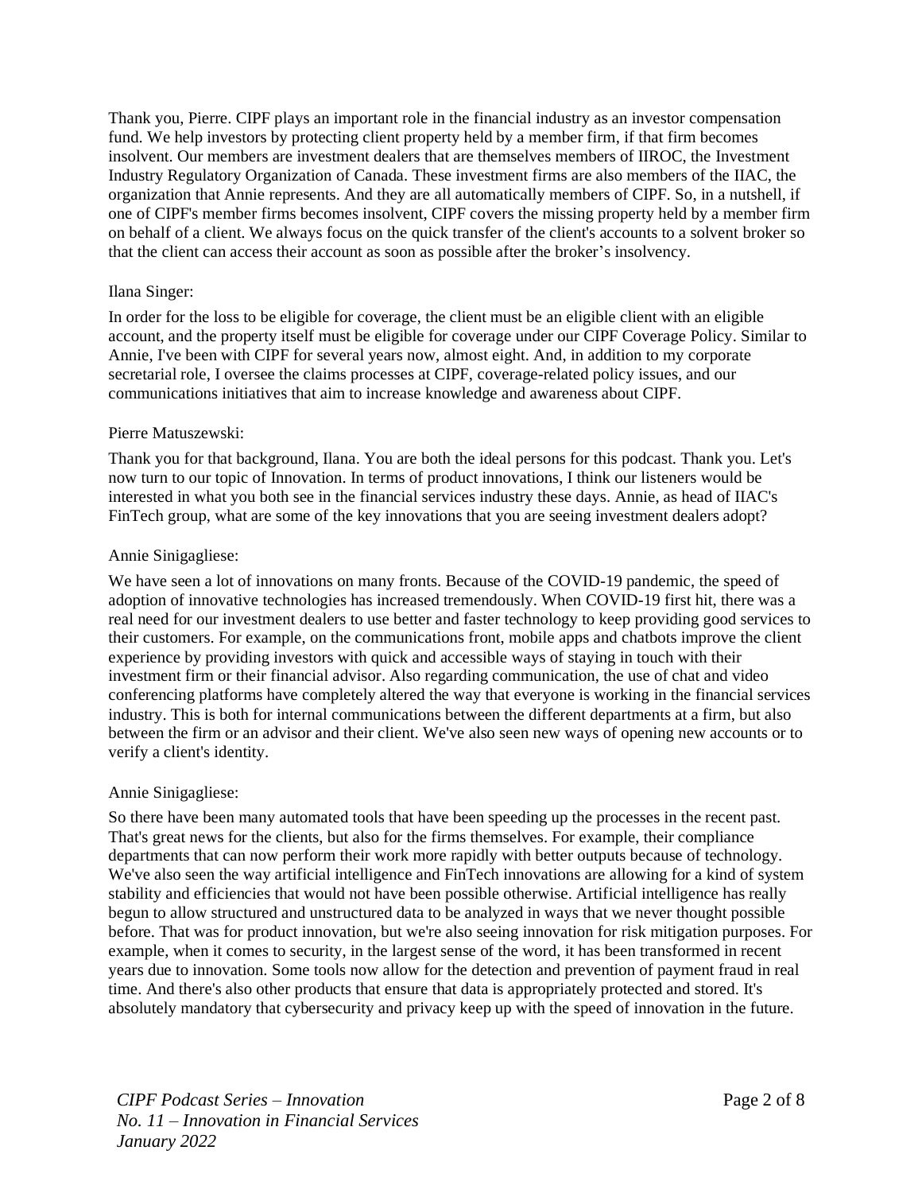Thank you, Pierre. CIPF plays an important role in the financial industry as an investor compensation fund. We help investors by protecting client property held by a member firm, if that firm becomes insolvent. Our members are investment dealers that are themselves members of IIROC, the Investment Industry Regulatory Organization of Canada. These investment firms are also members of the IIAC, the organization that Annie represents. And they are all automatically members of CIPF. So, in a nutshell, if one of CIPF's member firms becomes insolvent, CIPF covers the missing property held by a member firm on behalf of a client. We always focus on the quick transfer of the client's accounts to a solvent broker so that the client can access their account as soon as possible after the broker's insolvency.

Ilana Singer:

In order for the loss to be eligible for coverage, the client must be an eligible client with an eligible account, and the property itself must be eligible for coverage under our CIPF Coverage Policy. Similar to Annie, I've been with CIPF for several years now, almost eight. And, in addition to my corporate secretarial role, I oversee the claims processes at CIPF, coverage-related policy issues, and our communications initiatives that aim to increase knowledge and awareness about CIPF.

Pierre Matuszewski:

Thank you for that background, Ilana. You are both the ideal persons for this podcast. Thank you. Let's now turn to our topic of Innovation. In terms of product innovations, I think our listeners would be interested in what you both see in the financial services industry these days. Annie, as head of IIAC's FinTech group, what are some of the key innovations that you are seeing investment dealers adopt?

Annie Sinigagliese:

We have seen a lot of innovations on many fronts. Because of the COVID-19 pandemic, the speed of adoption of innovative technologies has increased tremendously. When COVID-19 first hit, there was a real need for our investment dealers to use better and faster technology to keep providing good services to their customers. For example, on the communications front, mobile apps and chatbots improve the client experience by providing investors with quick and accessible ways of staying in touch with their investment firm or their financial advisor. Also regarding communication, the use of chat and video conferencing platforms have completely altered the way that everyone is working in the financial services industry. This is both for internal communications between the different departments at a firm, but also between the firm or an advisor and their client. We've also seen new ways of opening new accounts or to verify a client's identity.

Annie Sinigagliese:

So there have been many automated tools that have been speeding up the processes in the recent past. That's great news for the clients, but also for the firms themselves. For example, their compliance departments that can now perform their work more rapidly with better outputs because of technology. We've also seen the way artificial intelligence and FinTech innovations are allowing for a kind of system stability and efficiencies that would not have been possible otherwise. Artificial intelligence has really begun to allow structured and unstructured data to be analyzed in ways that we never thought possible before. That was for product innovation, but we're also seeing innovation for risk mitigation purposes. For example, when it comes to security, in the largest sense of the word, it has been transformed in recent years due to innovation. Some tools now allow for the detection and prevention of payment fraud in real time. And there's also other products that ensure that data is appropriately protected and stored. It's absolutely mandatory that cybersecurity and privacy keep up with the speed of innovation in the future.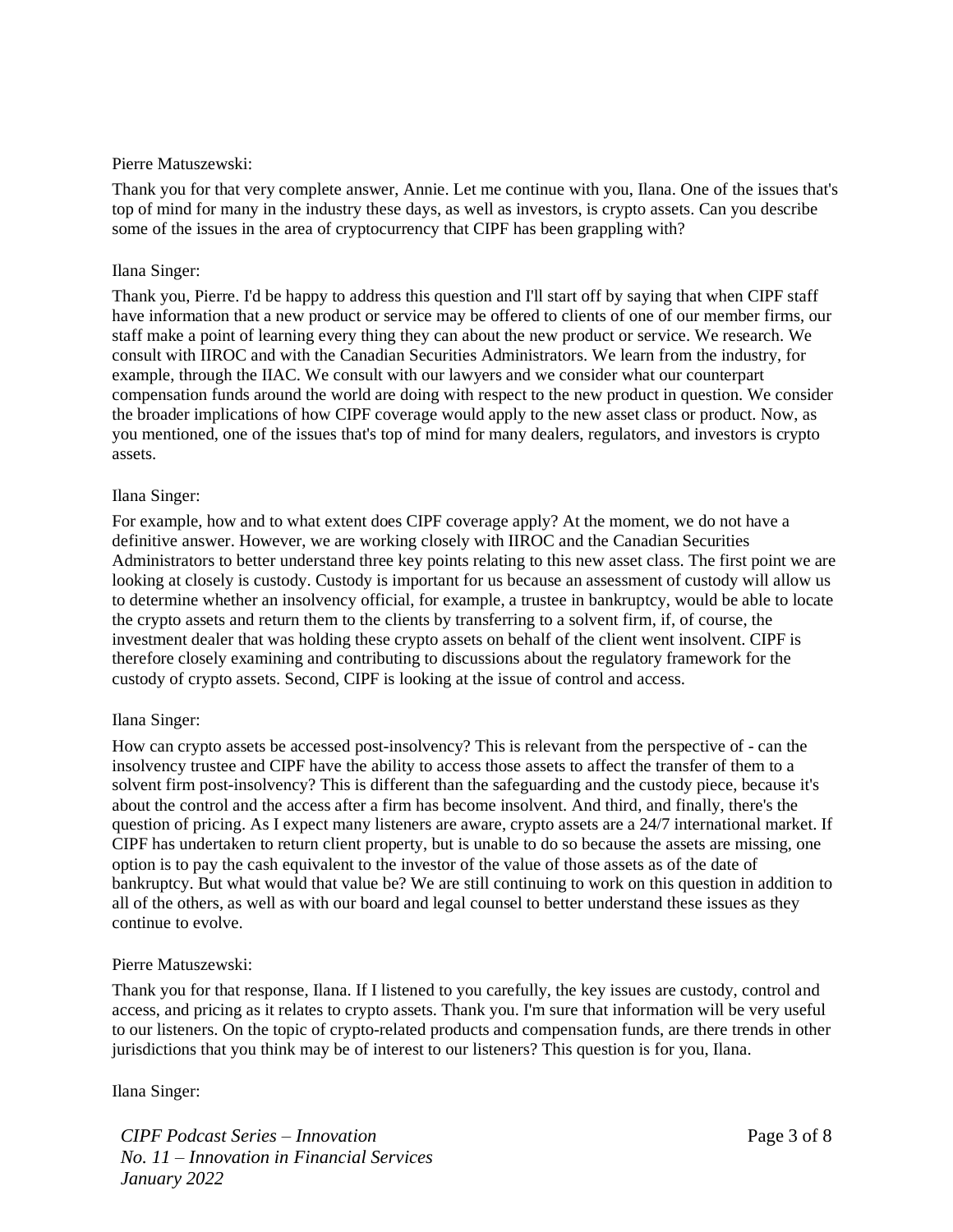Pierre Matuszewski:

Thank you for that very complete answer, Annie. Let me continue with you, Ilana. One of the issues that's top of mind for many in the industry these days, as well as investors, is crypto assets. Can you describe some of the issues in the area of cryptocurrency that CIPF has been grappling with?

Ilana Singer:

Thank you, Pierre. I'd be happy to address this question and I'll start off by saying that when CIPF staff have information that a new product or service may be offered to clients of one of our member firms, our staff make a point of learning every thing they can about the new product or service. We research. We consult with IIROC and with the Canadian Securities Administrators. We learn from the industry, for example, through the IIAC. We consult with our lawyers and we consider what our counterpart compensation funds around the world are doing with respect to the new product in question. We consider the broader implications of how CIPF coverage would apply to the new asset class or product. Now, as you mentioned, one of the issues that's top of mind for many dealers, regulators, and investors is crypto assets.

Ilana Singer:

For example, how and to what extent does CIPF coverage apply? At the moment, we do not have a definitive answer. However, we are working closely with IIROC and the Canadian Securities Administrators to better understand three key points relating to this new asset class. The first point we are looking at closely is custody. Custody is important for us because an assessment of custody will allow us to determine whether an insolvency official, for example, a trustee in bankruptcy, would be able to locate the crypto assets and return them to the clients by transferring to a solvent firm, if, of course, the investment dealer that was holding these crypto assets on behalf of the client went insolvent. CIPF is therefore closely examining and contributing to discussions about the regulatory framework for the custody of crypto assets. Second, CIPF is looking at the issue of control and access.

Ilana Singer:

How can crypto assets be accessed post-insolvency? This is relevant from the perspective of - can the insolvency trustee and CIPF have the ability to access those assets to affect the transfer of them to a solvent firm post-insolvency? This is different than the safeguarding and the custody piece, because it's about the control and the access after a firm has become insolvent. And third, and finally, there's the question of pricing. As I expect many listeners are aware, crypto assets are a 24/7 international market. If CIPF has undertaken to return client property, but is unable to do so because the assets are missing, one option is to pay the cash equivalent to the investor of the value of those assets as of the date of bankruptcy. But what would that value be? We are still continuing to work on this question in addition to all of the others, as well as with our board and legal counsel to better understand these issues as they continue to evolve.

Pierre Matuszewski:

Thank you for that response, Ilana. If I listened to you carefully, the key issues are custody, control and access, and pricing as it relates to crypto assets. Thank you. I'm sure that information will be very useful to our listeners. On the topic of crypto-related products and compensation funds, are there trends in other jurisdictions that you think may be of interest to our listeners? This question is for you, Ilana.

Ilana Singer: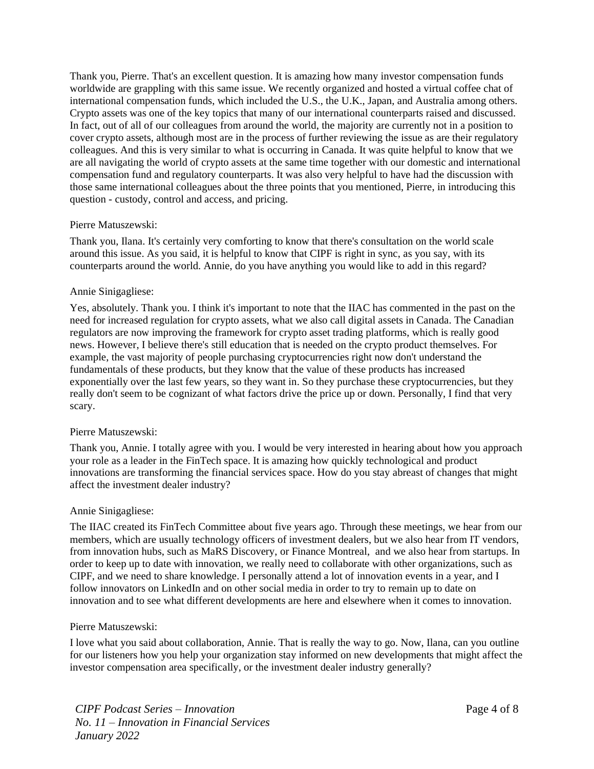Thank you, Pierre. That's an excellent question. It is amazing how many investor compensation funds worldwide are grappling with this same issue. We recently organized and hosted a virtual coffee chat of international compensation funds, which included the U.S., the U.K., Japan, and Australia among others. Crypto assets was one of the key topics that many of our international counterparts raised and discussed. In fact, out of all of our colleagues from around the world, the majority are currently not in a position to cover crypto assets, although most are in the process of further reviewing the issue as are their regulatory colleagues. And this is very similar to what is occurring in Canada. It was quite helpful to know that we are all navigating the world of crypto assets at the same time together with our domestic and international compensation fund and regulatory counterparts. It was also very helpful to have had the discussion with those same international colleagues about the three points that you mentioned, Pierre, in introducing this question - custody, control and access, and pricing.

Pierre Matuszewski:

Thank you, Ilana. It's certainly very comforting to know that there's consultation on the world scale around this issue. As you said, it is helpful to know that CIPF is right in sync, as you say, with its counterparts around the world. Annie, do you have anything you would like to add in this regard?

Annie Sinigagliese:

Yes, absolutely. Thank you. I think it's important to note that the IIAC has commented in the past on the need for increased regulation for crypto assets, what we also call digital assets in Canada. The Canadian regulators are now improving the framework for crypto asset trading platforms, which is really good news. However, I believe there's still education that is needed on the crypto product themselves. For example, the vast majority of people purchasing cryptocurrencies right now don't understand the fundamentals of these products, but they know that the value of these products has increased exponentially over the last few years, so they want in. So they purchase these cryptocurrencies, but they really don't seem to be cognizant of what factors drive the price up or down. Personally, I find that very scary.

Pierre Matuszewski:

Thank you, Annie. I totally agree with you. I would be very interested in hearing about how you approach your role as a leader in the FinTech space. It is amazing how quickly technological and product innovations are transforming the financial services space. How do you stay abreast of changes that might affect the investment dealer industry?

Annie Sinigagliese:

The IIAC created its FinTech Committee about five years ago. Through these meetings, we hear from our members, which are usually technology officers of investment dealers, but we also hear from IT vendors, from innovation hubs, such as MaRS Discovery, or Finance Montreal, and we also hear from startups. In order to keep up to date with innovation, we really need to collaborate with other organizations, such as CIPF, and we need to share knowledge. I personally attend a lot of innovation events in a year, and I follow innovators on LinkedIn and on other social media in order to try to remain up to date on innovation and to see what different developments are here and elsewhere when it comes to innovation.

Pierre Matuszewski:

I love what you said about collaboration, Annie. That is really the way to go. Now, Ilana, can you outline for our listeners how you help your organization stay informed on new developments that might affect the investor compensation area specifically, or the investment dealer industry generally?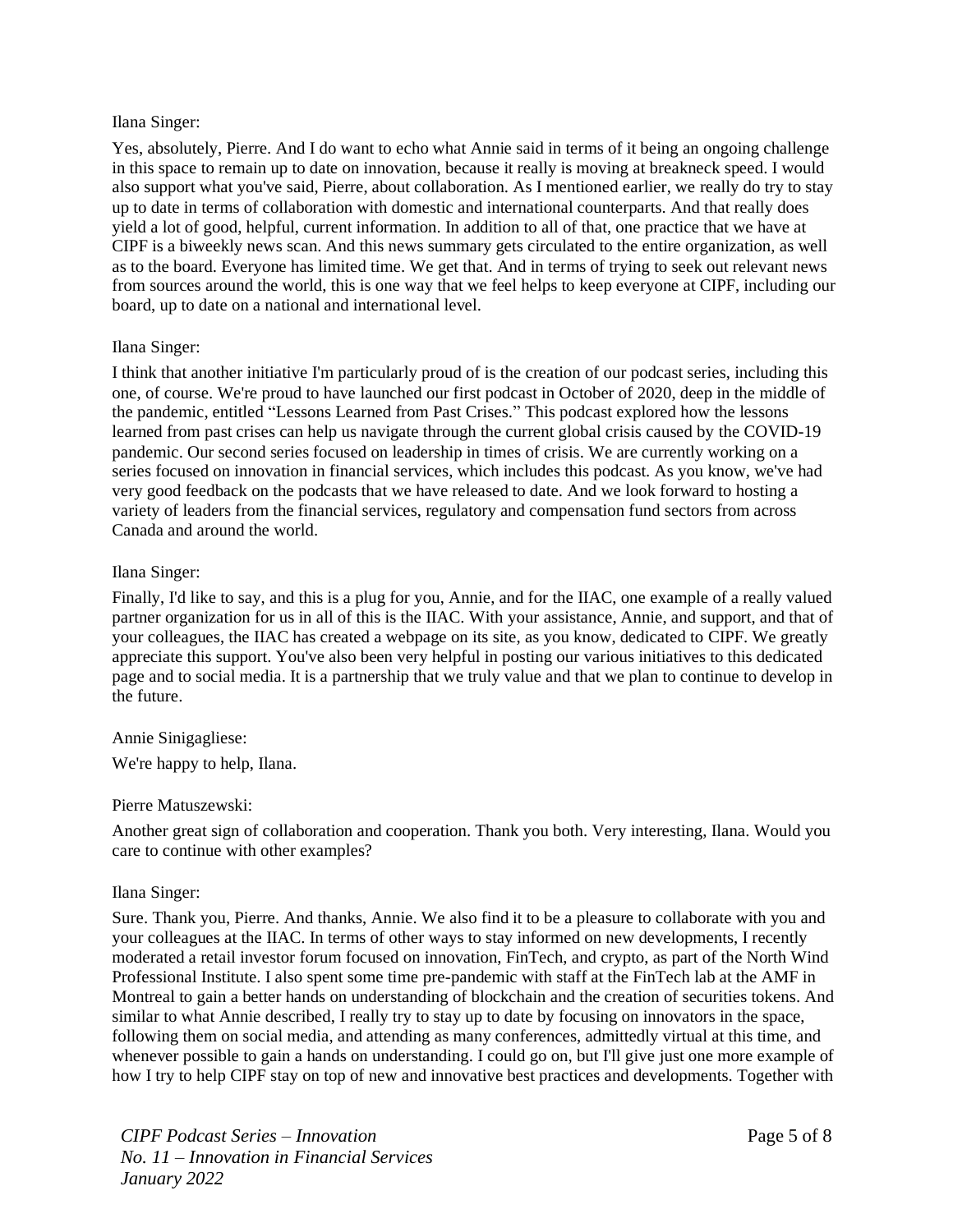Ilana Singer:

Yes, absolutely, Pierre. And I do want to echo what Annie said in terms of it being an ongoing challenge in this space to remain up to date on innovation, because it really is moving at breakneck speed. I would also support what you've said, Pierre, about collaboration. As I mentioned earlier, we really do try to stay up to date in terms of collaboration with domestic and international counterparts. And that really does yield a lot of good, helpful, current information. In addition to all of that, one practice that we have at CIPF is a biweekly news scan. And this news summary gets circulated to the entire organization, as well as to the board. Everyone has limited time. We get that. And in terms of trying to seek out relevant news from sources around the world, this is one way that we feel helps to keep everyone at CIPF, including our board, up to date on a national and international level.

Ilana Singer:

I think that another initiative I'm particularly proud of is the creation of our podcast series, including this one, of course. We're proud to have launched our first podcast in October of 2020, deep in the middle of the pandemic, entitled "Lessons Learned from Past Crises." This podcast explored how the lessons learned from past crises can help us navigate through the current global crisis caused by the COVID-19 pandemic. Our second series focused on leadership in times of crisis. We are currently working on a series focused on innovation in financial services, which includes this podcast. As you know, we've had very good feedback on the podcasts that we have released to date. And we look forward to hosting a variety of leaders from the financial services, regulatory and compensation fund sectors from across Canada and around the world.

Ilana Singer:

Finally, I'd like to say, and this is a plug for you, Annie, and for the IIAC, one example of a really valued partner organization for us in all of this is the IIAC. With your assistance, Annie, and support, and that of your colleagues, the IIAC has created a webpage on its site, as you know, dedicated to CIPF. We greatly appreciate this support. You've also been very helpful in posting our various initiatives to this dedicated page and to social media. It is a partnership that we truly value and that we plan to continue to develop in the future.

Annie Sinigagliese:

We're happy to help, Ilana.

Pierre Matuszewski:

Another great sign of collaboration and cooperation. Thank you both. Very interesting, Ilana. Would you care to continue with other examples?

Ilana Singer:

Sure. Thank you, Pierre. And thanks, Annie. We also find it to be a pleasure to collaborate with you and your colleagues at the IIAC. In terms of other ways to stay informed on new developments, I recently moderated a retail investor forum focused on innovation, FinTech, and crypto, as part of the North Wind Professional Institute. I also spent some time pre-pandemic with staff at the FinTech lab at the AMF in Montreal to gain a better hands on understanding of blockchain and the creation of securities tokens. And similar to what Annie described, I really try to stay up to date by focusing on innovators in the space, following them on social media, and attending as many conferences, admittedly virtual at this time, and whenever possible to gain a hands on understanding. I could go on, but I'll give just one more example of how I try to help CIPF stay on top of new and innovative best practices and developments. Together with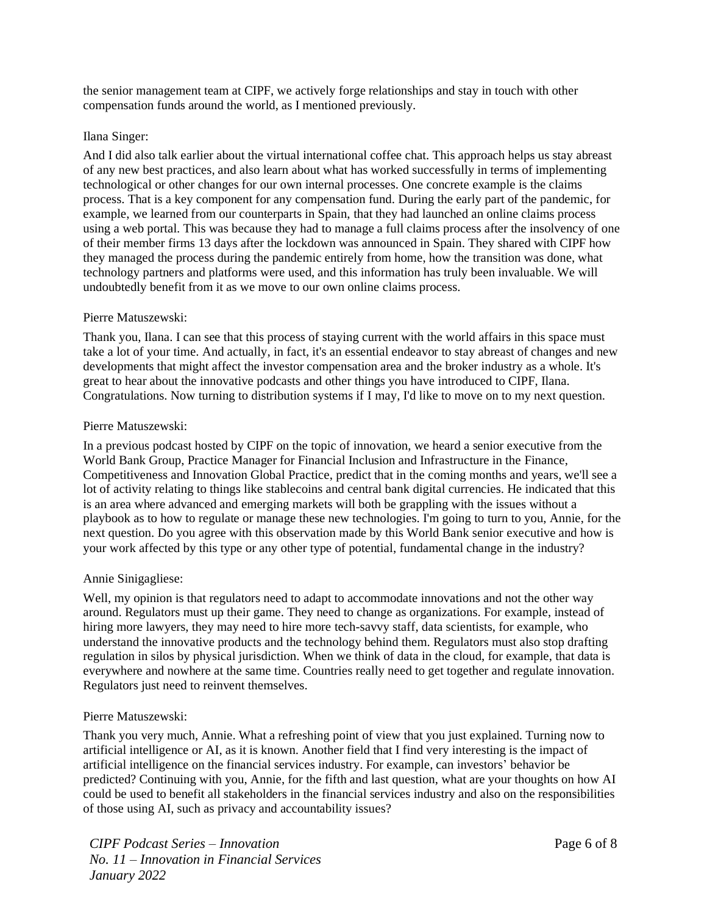the senior management team at CIPF, we actively forge relationships and stay in touch with other compensation funds around the world, as I mentioned previously.

Ilana Singer:

And I did also talk earlier about the virtual international coffee chat. This approach helps us stay abreast of any new best practices, and also learn about what has worked successfully in terms of implementing technological or other changes for our own internal processes. One concrete example is the claims process. That is a key component for any compensation fund. During the early part of the pandemic, for example, we learned from our counterparts in Spain, that they had launched an online claims process using a web portal. This was because they had to manage a full claims process after the insolvency of one of their member firms 13 days after the lockdown was announced in Spain. They shared with CIPF how they managed the process during the pandemic entirely from home, how the transition was done, what technology partners and platforms were used, and this information has truly been invaluable. We will undoubtedly benefit from it as we move to our own online claims process.

Pierre Matuszewski:

Thank you, Ilana. I can see that this process of staying current with the world affairs in this space must take a lot of your time. And actually, in fact, it's an essential endeavor to stay abreast of changes and new developments that might affect the investor compensation area and the broker industry as a whole. It's great to hear about the innovative podcasts and other things you have introduced to CIPF, Ilana. Congratulations. Now turning to distribution systems if I may, I'd like to move on to my next question.

Pierre Matuszewski:

In a previous podcast hosted by CIPF on the topic of innovation, we heard a senior executive from the World Bank Group, Practice Manager for Financial Inclusion and Infrastructure in the Finance, Competitiveness and Innovation Global Practice, predict that in the coming months and years, we'll see a lot of activity relating to things like stablecoins and central bank digital currencies. He indicated that this is an area where advanced and emerging markets will both be grappling with the issues without a playbook as to how to regulate or manage these new technologies. I'm going to turn to you, Annie, for the next question. Do you agree with this observation made by this World Bank senior executive and how is your work affected by this type or any other type of potential, fundamental change in the industry?

Annie Sinigagliese:

Well, my opinion is that regulators need to adapt to accommodate innovations and not the other way around. Regulators must up their game. They need to change as organizations. For example, instead of hiring more lawyers, they may need to hire more tech-savvy staff, data scientists, for example, who understand the innovative products and the technology behind them. Regulators must also stop drafting regulation in silos by physical jurisdiction. When we think of data in the cloud, for example, that data is everywhere and nowhere at the same time. Countries really need to get together and regulate innovation. Regulators just need to reinvent themselves.

Pierre Matuszewski:

Thank you very much, Annie. What a refreshing point of view that you just explained. Turning now to artificial intelligence or AI, as it is known. Another field that I find very interesting is the impact of artificial intelligence on the financial services industry. For example, can investors' behavior be predicted? Continuing with you, Annie, for the fifth and last question, what are your thoughts on how AI could be used to benefit all stakeholders in the financial services industry and also on the responsibilities of those using AI, such as privacy and accountability issues?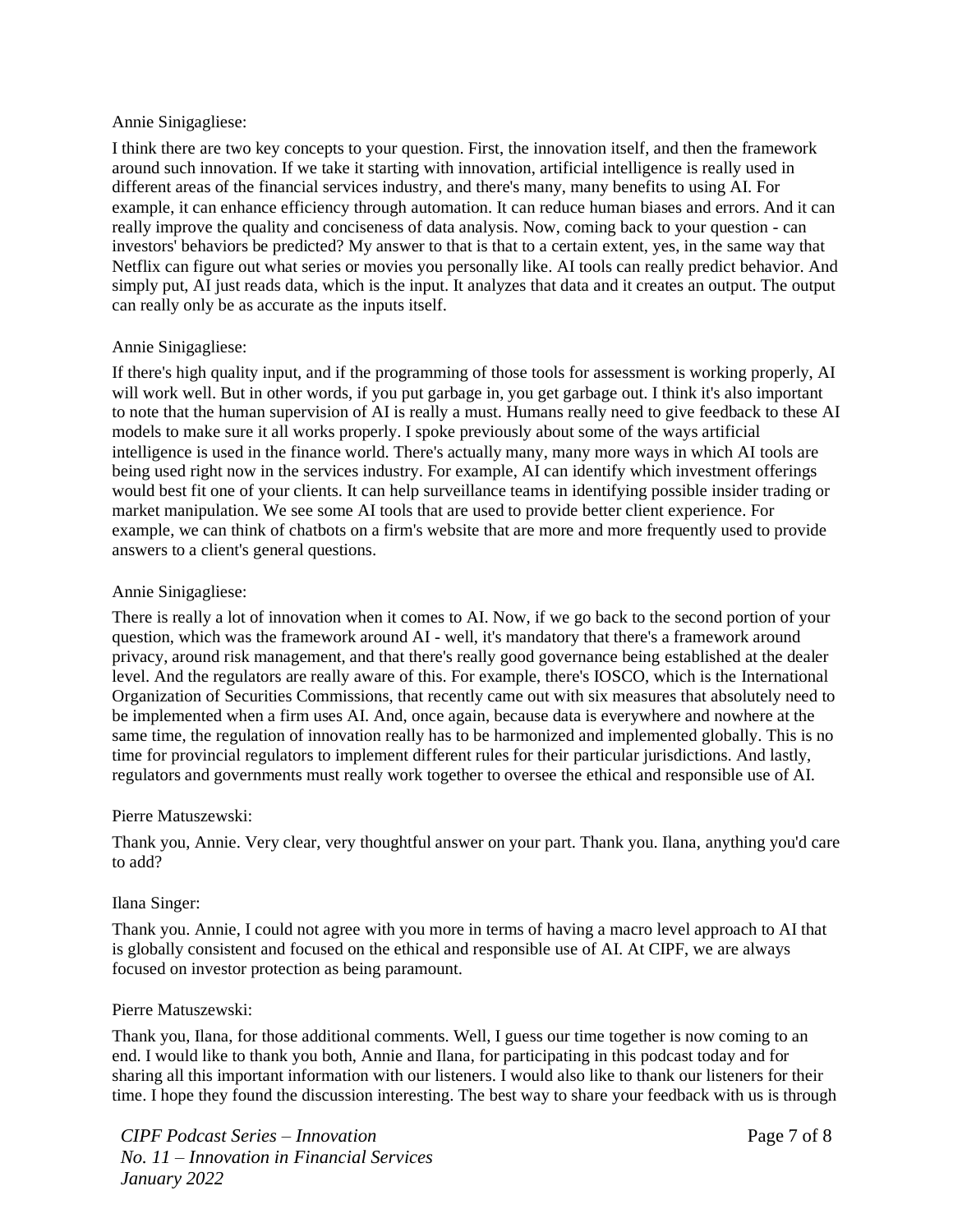Annie Sinigagliese:

I think there are two key concepts to your question. First, the innovation itself, and then the framework around such innovation. If we take it starting with innovation, artificial intelligence is really used in different areas of the financial services industry, and there's many, many benefits to using AI. For example, it can enhance efficiency through automation. It can reduce human biases and errors. And it can really improve the quality and conciseness of data analysis. Now, coming back to your question - can investors' behaviors be predicted? My answer to that is that to a certain extent, yes, in the same way that Netflix can figure out what series or movies you personally like. AI tools can really predict behavior. And simply put, AI just reads data, which is the input. It analyzes that data and it creates an output. The output can really only be as accurate as the inputs itself.

Annie Sinigagliese:

If there's high quality input, and if the programming of those tools for assessment is working properly, AI will work well. But in other words, if you put garbage in, you get garbage out. I think it's also important to note that the human supervision of AI is really a must. Humans really need to give feedback to these AI models to make sure it all works properly. I spoke previously about some of the ways artificial intelligence is used in the finance world. There's actually many, many more ways in which AI tools are being used right now in the services industry. For example, AI can identify which investment offerings would best fit one of your clients. It can help surveillance teams in identifying possible insider trading or market manipulation. We see some AI tools that are used to provide better client experience. For example, we can think of chatbots on a firm's website that are more and more frequently used to provide answers to a client's general questions.

Annie Sinigagliese:

There is really a lot of innovation when it comes to AI. Now, if we go back to the second portion of your question, which was the framework around AI - well, it's mandatory that there's a framework around privacy, around risk management, and that there's really good governance being established at the dealer level. And the regulators are really aware of this. For example, there's IOSCO, which is the International Organization of Securities Commissions, that recently came out with six measures that absolutely need to be implemented when a firm uses AI. And, once again, because data is everywhere and nowhere at the same time, the regulation of innovation really has to be harmonized and implemented globally. This is no time for provincial regulators to implement different rules for their particular jurisdictions. And lastly, regulators and governments must really work together to oversee the ethical and responsible use of AI.

Pierre Matuszewski:

Thank you, Annie. Very clear, very thoughtful answer on your part. Thank you. Ilana, anything you'd care to add?

Ilana Singer:

Thank you. Annie, I could not agree with you more in terms of having a macro level approach to AI that is globally consistent and focused on the ethical and responsible use of AI. At CIPF, we are always focused on investor protection as being paramount.

Pierre Matuszewski:

Thank you, Ilana, for those additional comments. Well, I guess our time together is now coming to an end. I would like to thank you both, Annie and Ilana, for participating in this podcast today and for sharing all this important information with our listeners. I would also like to thank our listeners for their time. I hope they found the discussion interesting. The best way to share your feedback with us is through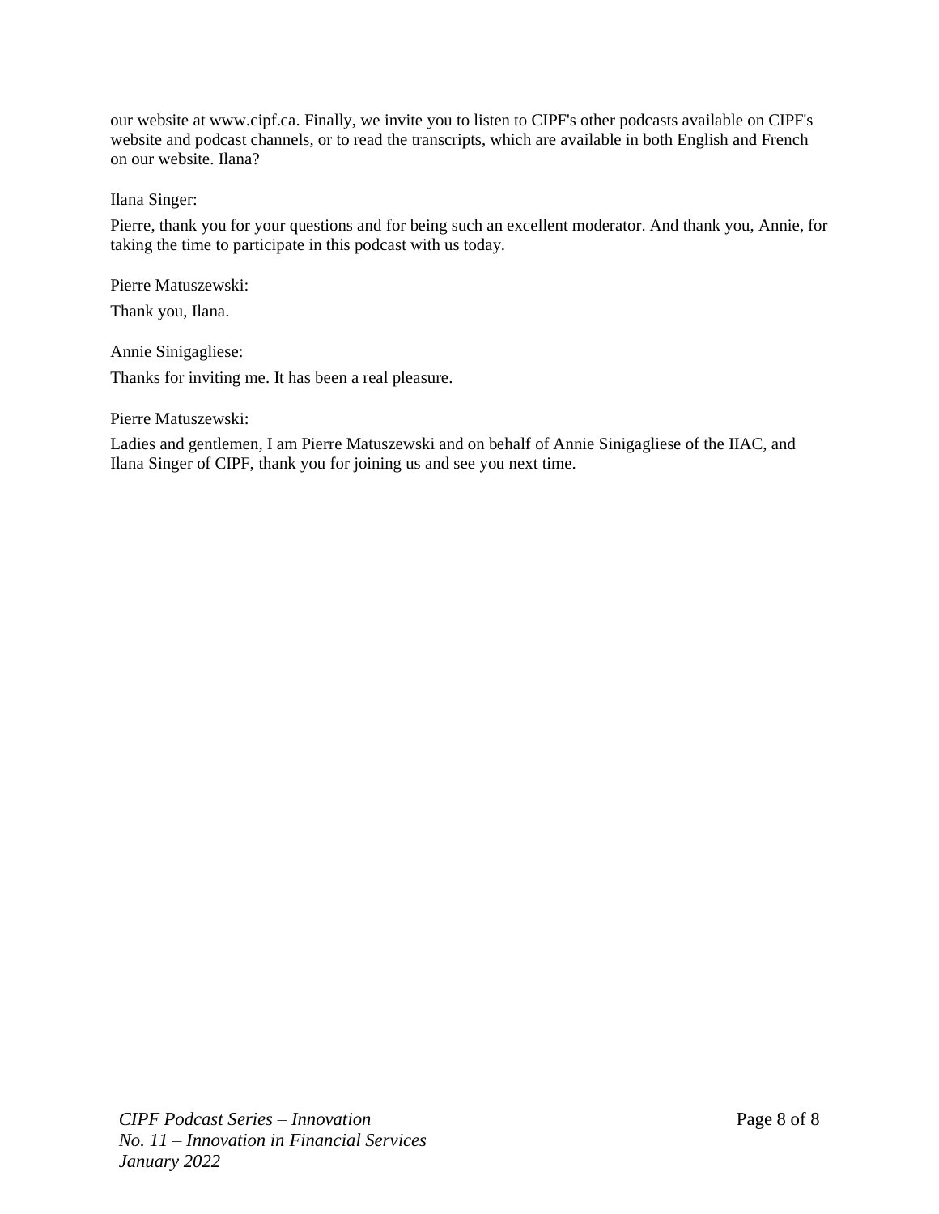our website at www.cipf.ca. Finally, we invite you to listen to CIPF's other podcasts available on CIPF's website and podcast channels, or to read the transcripts, which are available in both English and French on our website. Ilana?

Ilana Singer:

Pierre, thank you for your questions and for being such an excellent moderator. And thank you, Annie, for taking the time to participate in this podcast with us today.

Pierre Matuszewski:

Thank you, Ilana.

Annie Sinigagliese:

Thanks for inviting me. It has been a real pleasure.

Pierre Matuszewski:

Ladies and gentlemen, I am Pierre Matuszewski and on behalf of Annie Sinigagliese of the IIAC, and Ilana Singer of CIPF, thank you for joining us and see you next time.